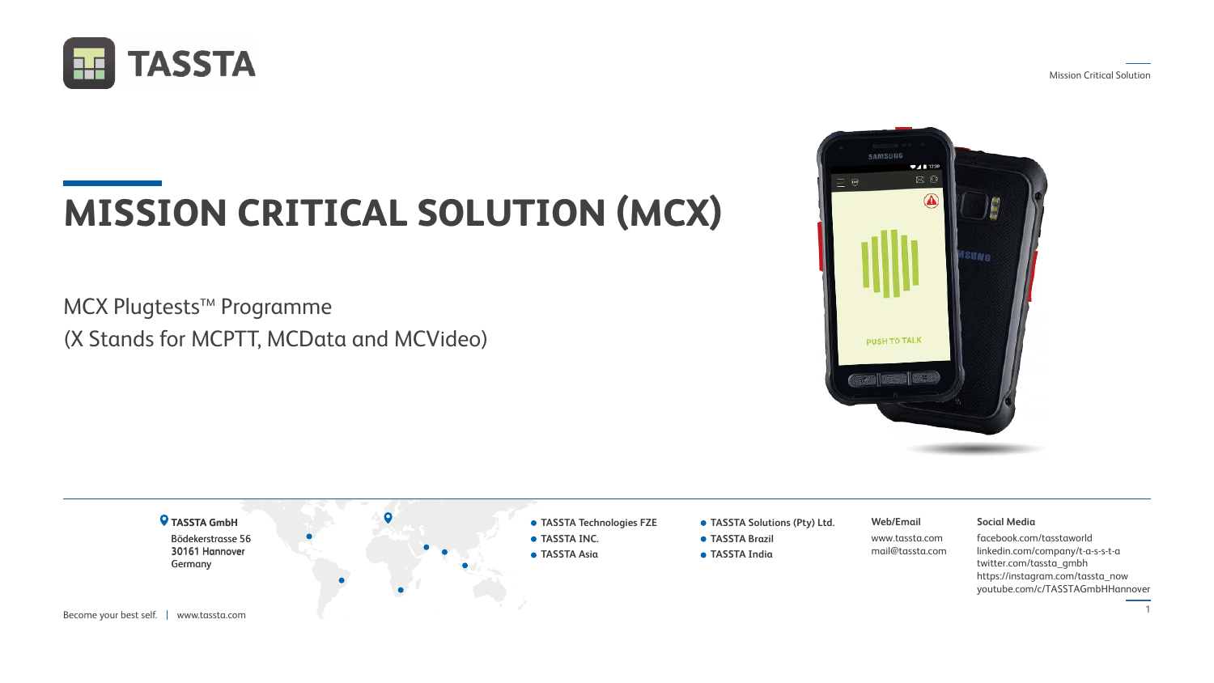TASSTA

Mission Critical Solution

# MISSION CRITICAL SOLUTION (MCX)

MCX Plugtests™ Programme
(X Stands for MCPTT, MCData and MCVideo)

**TASSTA GmbH**
Bödekerstrasse 56
30161 Hannover
Germany

- TASSTA Technologies FZE
- TASSTA INC.
- TASSTA Asia
- TASSTA Solutions (Pty) Ltd.
- TASSTA Brazil
- TASSTA India

**Web/Email**
www.tassta.com
mail@tassta.com

**Social Media**
facebook.com/tasstaworld
linkedin.com/company/t-a-s-s-t-a
twitter.com/tassta_gmbh
https://instagram.com/tassta_now
youtube.com/c/TASSTAGmbHHannover

Become your best self. | www.tassta.com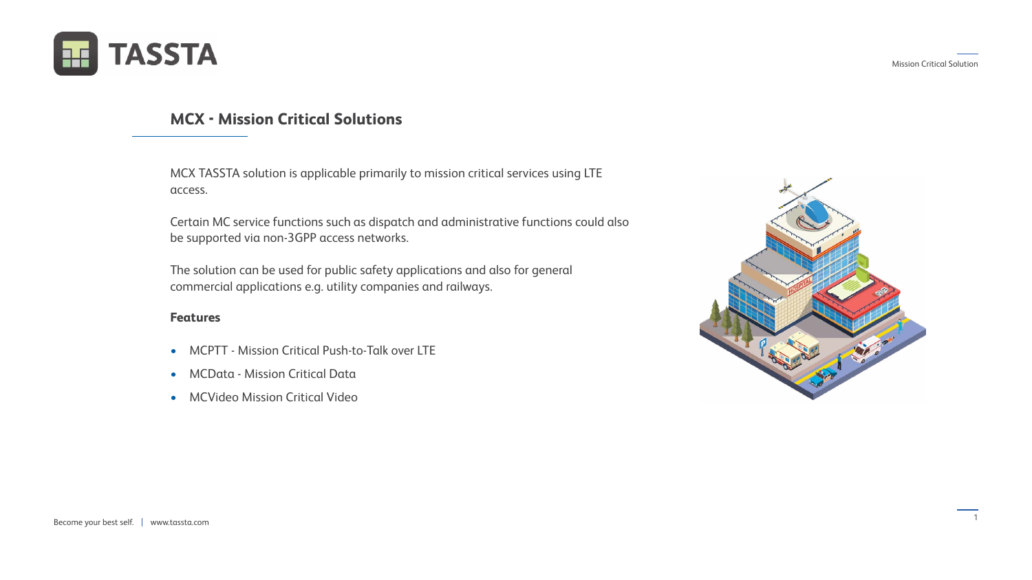## MCX - Mission Critical Solutions

MCX TASSTA solution is applicable primarily to mission critical services using LTE access.

Certain MC service functions such as dispatch and administrative functions could also be supported via non-3GPP access networks.

The solution can be used for public safety applications and also for general commercial applications e.g. utility companies and railways.

**Features**

- MCPTT - Mission Critical Push-to-Talk over LTE
- MCData - Mission Critical Data
- MCVideo Mission Critical Video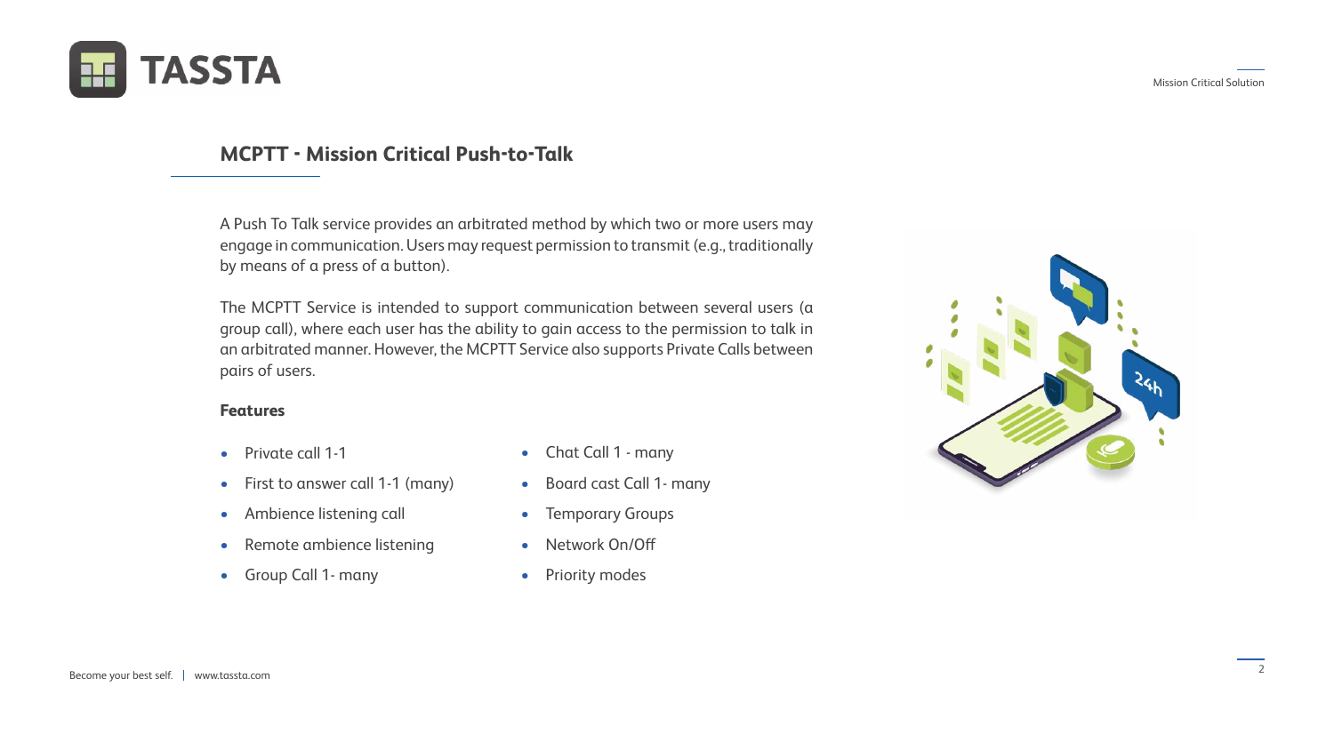## MCPTT - Mission Critical Push-to-Talk

A Push To Talk service provides an arbitrated method by which two or more users may engage in communication. Users may request permission to transmit (e.g., traditionally by means of a press of a button).

The MCPTT Service is intended to support communication between several users (a group call), where each user has the ability to gain access to the permission to talk in an arbitrated manner. However, the MCPTT Service also supports Private Calls between pairs of users.

### Features

- Private call 1-1
- First to answer call 1-1 (many)
- Ambience listening call
- Remote ambience listening
- Group Call 1- many
- Chat Call 1 - many
- Board cast Call 1- many
- Temporary Groups
- Network On/Off
- Priority modes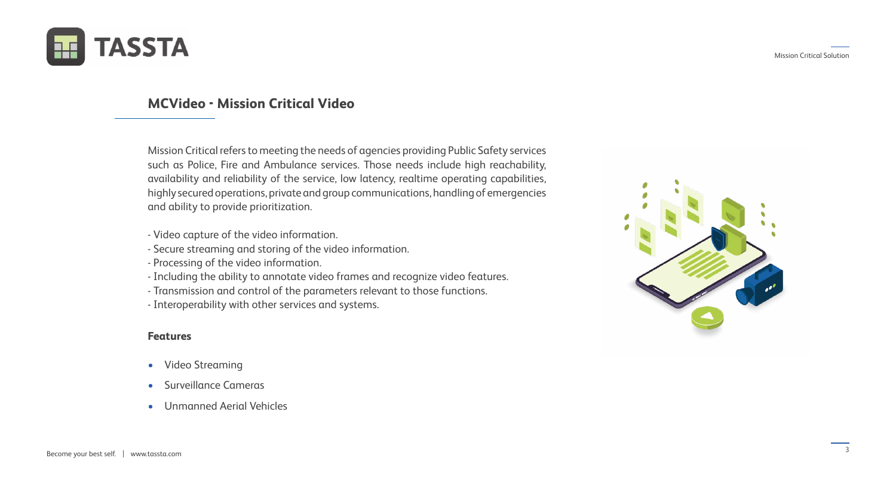## MCVideo - Mission Critical Video

Mission Critical refers to meeting the needs of agencies providing Public Safety services such as Police, Fire and Ambulance services. Those needs include high reachability, availability and reliability of the service, low latency, realtime operating capabilities, highly secured operations, private and group communications, handling of emergencies and ability to provide prioritization.

- Video capture of the video information.
- Secure streaming and storing of the video information.
- Processing of the video information.
- Including the ability to annotate video frames and recognize video features.
- Transmission and control of the parameters relevant to those functions.
- Interoperability with other services and systems.

### Features

- Video Streaming
- Surveillance Cameras
- Unmanned Aerial Vehicles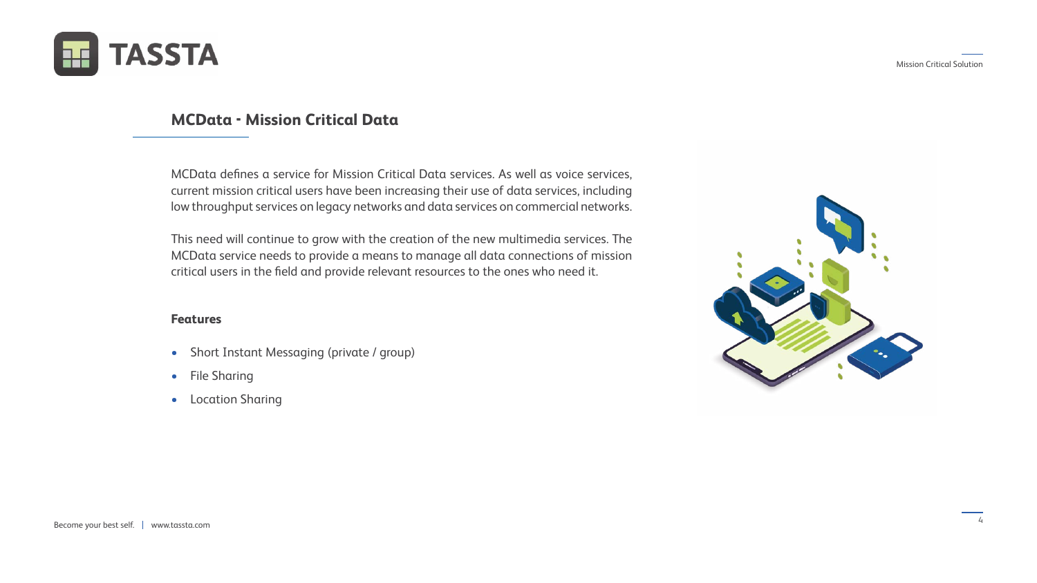## MCData - Mission Critical Data

MCData defines a service for Mission Critical Data services. As well as voice services, current mission critical users have been increasing their use of data services, including low throughput services on legacy networks and data services on commercial networks.

This need will continue to grow with the creation of the new multimedia services. The MCData service needs to provide a means to manage all data connections of mission critical users in the field and provide relevant resources to the ones who need it.

### Features

- Short Instant Messaging (private / group)
- File Sharing
- Location Sharing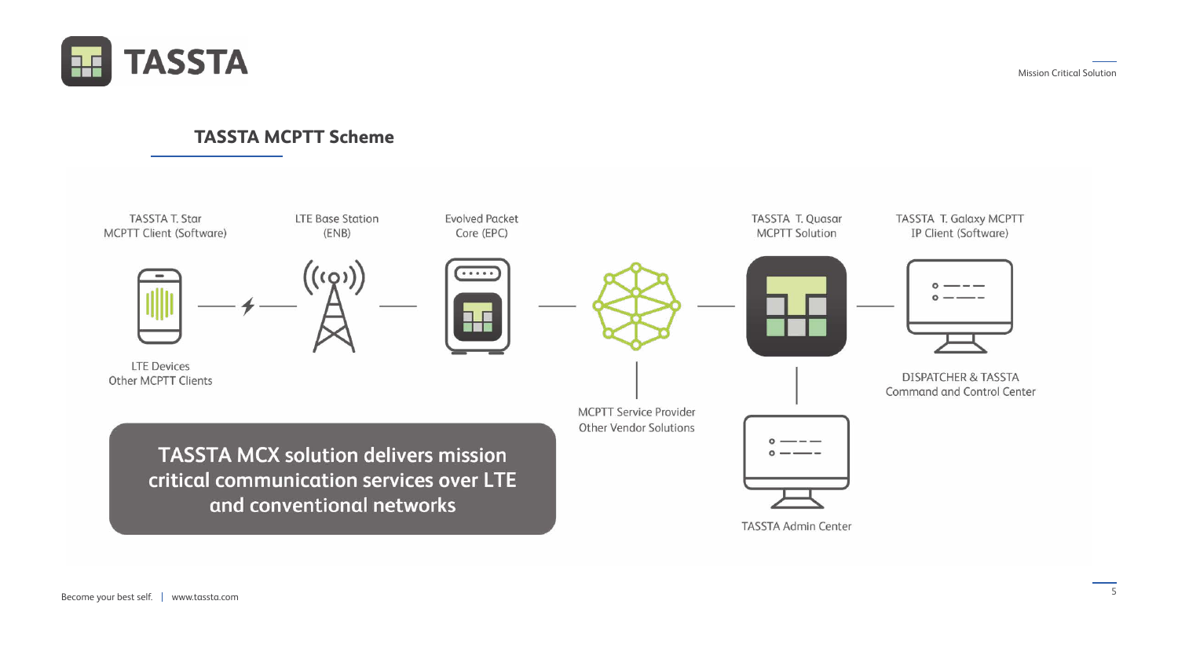## TASSTA MCPTT Scheme

TASSTA T. Star MCPTT Client (Software)

LTE Base Station (ENB)

Evolved Packet Core (EPC)

TASSTA T. Quasar MCPTT Solution

TASSTA T. Galaxy MCPTT IP Client (Software)

LTE Devices Other MCPTT Clients

DISPATCHER & TASSTA Command and Control Center

MCPTT Service Provider Other Vendor Solutions

TASSTA Admin Center

**TASSTA MCX solution delivers mission critical communication services over LTE and conventional networks**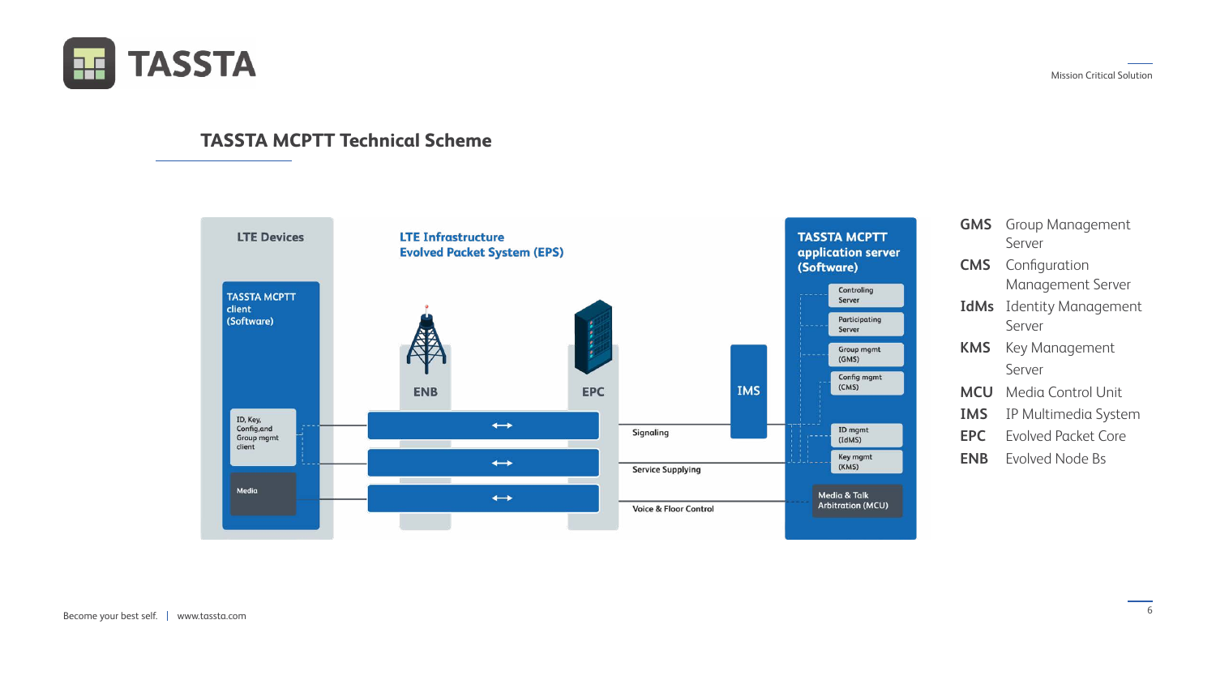## TASSTA MCPTT Technical Scheme

**LTE Devices**

TASSTA MCPTT client (Software)

- ID, Key, Config,and Group mgmt client
- Media

**LTE Infrastructure Evolved Packet System (EPS)**

ENB | EPC | IMS

- Signaling
- Service Supplying
- Voice & Floor Control

**TASSTA MCPTT application server (Software)**

- Controling Server
- Participating Server
- Group mgmt (GMS)
- Config mgmt (CMS)
- ID mgmt (IdMS)
- Key mgmt (KMS)
- Media & Talk Arbitration (MCU)

| | |
|---|---|
| **GMS** | Group Management Server |
| **CMS** | Configuration Management Server |
| **IdMs** | Identity Management Server |
| **KMS** | Key Management Server |
| **MCU** | Media Control Unit |
| **IMS** | IP Multimedia System |
| **EPC** | Evolved Packet Core |
| **ENB** | Evolved Node Bs |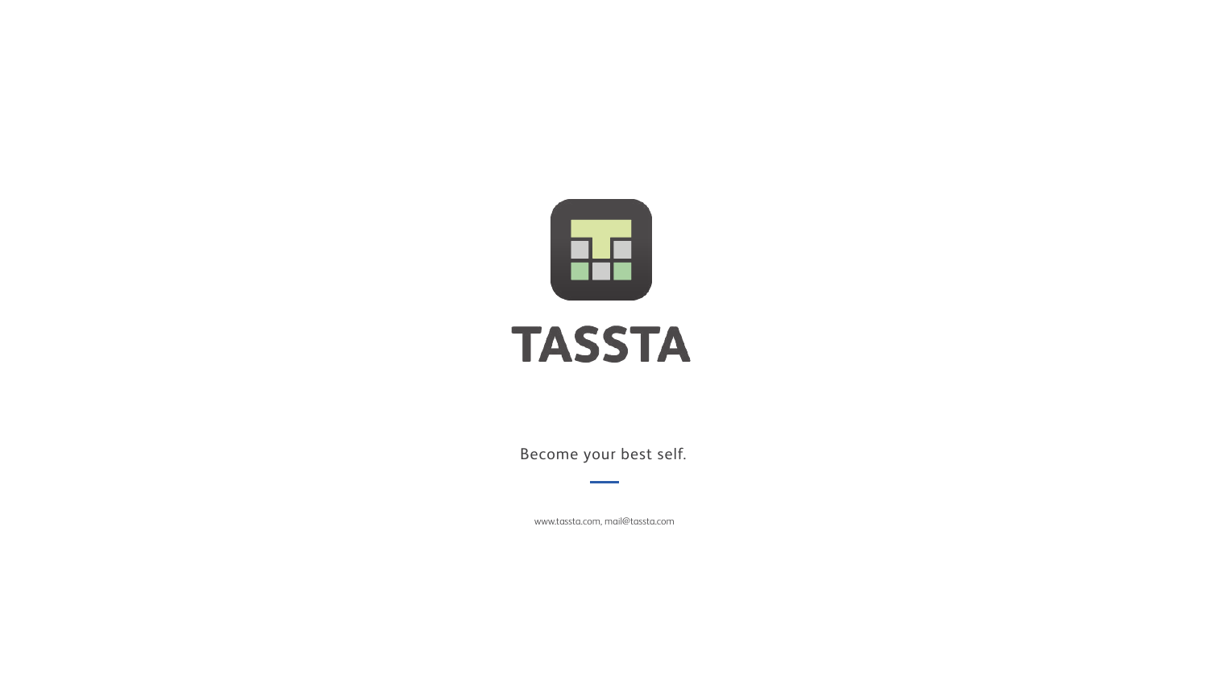TASSTA

Become your best self.

www.tassta.com, mail@tassta.com